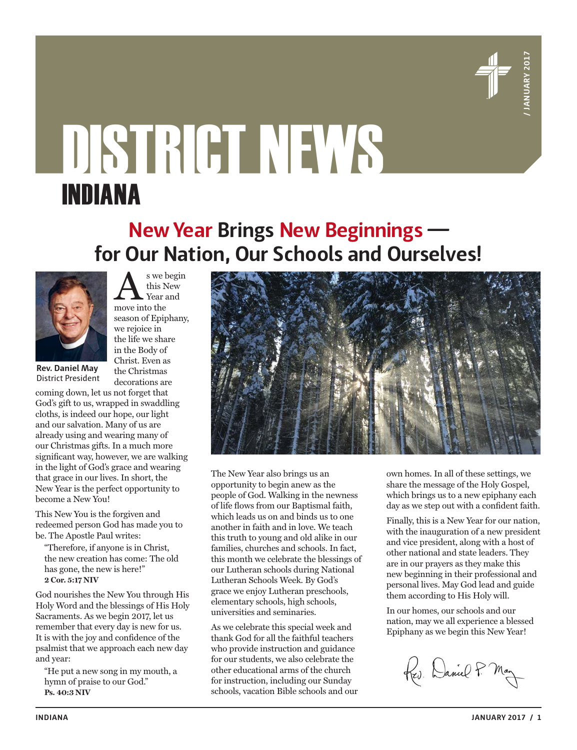# DISTRICT NEWS

# INDIANA

/ JANUARY 2017

## New Year Brings New Beginnings — for Our Nation, Our Schools and Ourselves!

**Rev. Daniel May**
District President

As we begin this New Year and move into the season of Epiphany, we rejoice in the life we share in the Body of Christ. Even as the Christmas decorations are coming down, let us not forget that God's gift to us, wrapped in swaddling cloths, is indeed our hope, our light and our salvation. Many of us are already using and wearing many of our Christmas gifts. In a much more significant way, however, we are walking in the light of God's grace and wearing that grace in our lives. In short, the New Year is the perfect opportunity to become a New You!

This New You is the forgiven and redeemed person God has made you to be. The Apostle Paul writes:

> "Therefore, if anyone is in Christ, the new creation has come: The old has gone, the new is here!"
> **2 Cor. 5:17 NIV**

God nourishes the New You through His Holy Word and the blessings of His Holy Sacraments. As we begin 2017, let us remember that every day is new for us. It is with the joy and confidence of the psalmist that we approach each new day and year:

> "He put a new song in my mouth, a hymn of praise to our God."
> **Ps. 40:3 NIV**

The New Year also brings us an opportunity to begin anew as the people of God. Walking in the newness of life flows from our Baptismal faith, which leads us on and binds us to one another in faith and in love. We teach this truth to young and old alike in our families, churches and schools. In fact, this month we celebrate the blessings of our Lutheran schools during National Lutheran Schools Week. By God's grace we enjoy Lutheran preschools, elementary schools, high schools, universities and seminaries.

As we celebrate this special week and thank God for all the faithful teachers who provide instruction and guidance for our students, we also celebrate the other educational arms of the church for instruction, including our Sunday schools, vacation Bible schools and our own homes. In all of these settings, we share the message of the Holy Gospel, which brings us to a new epiphany each day as we step out with a confident faith.

Finally, this is a New Year for our nation, with the inauguration of a new president and vice president, along with a host of other national and state leaders. They are in our prayers as they make this new beginning in their professional and personal lives. May God lead and guide them according to His Holy will.

In our homes, our schools and our nation, may we all experience a blessed Epiphany as we begin this New Year!

Rev. Daniel P. May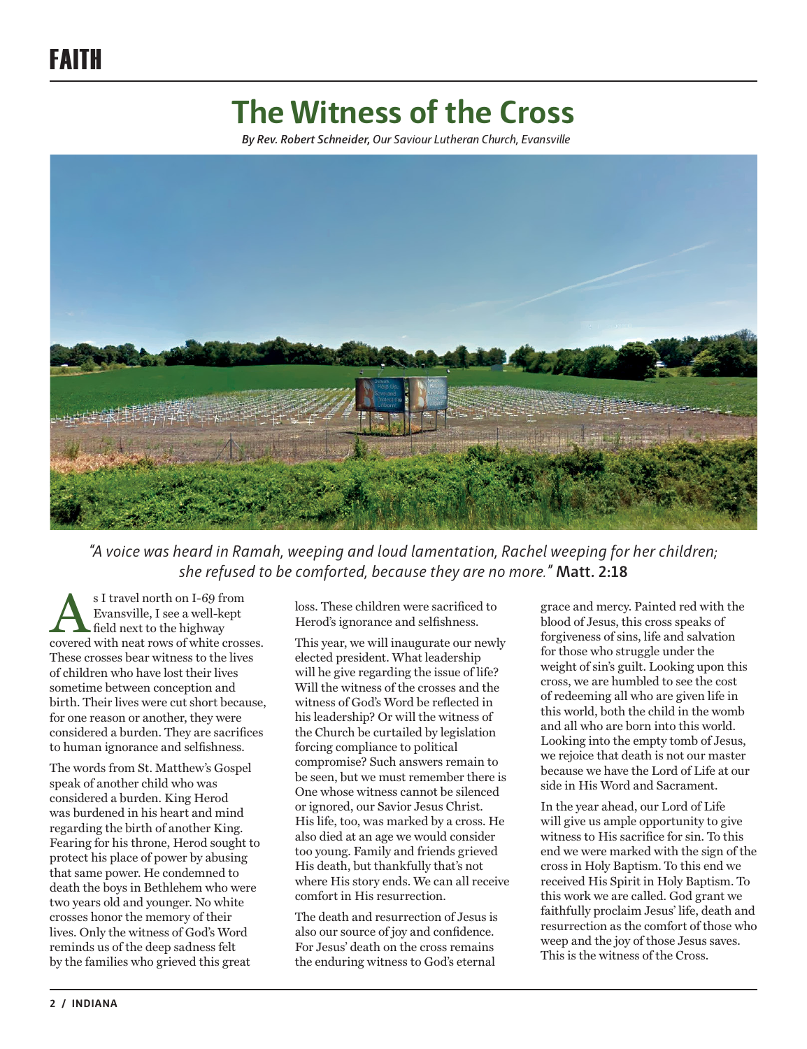FAITH

# The Witness of the Cross

*By Rev. Robert Schneider, Our Saviour Lutheran Church, Evansville*

*"A voice was heard in Ramah, weeping and loud lamentation, Rachel weeping for her children; she refused to be comforted, because they are no more."* **Matt. 2:18**

As I travel north on I-69 from Evansville, I see a well-kept field next to the highway covered with neat rows of white crosses. These crosses bear witness to the lives of children who have lost their lives sometime between conception and birth. Their lives were cut short because, for one reason or another, they were considered a burden. They are sacrifices to human ignorance and selfishness.

The words from St. Matthew's Gospel speak of another child who was considered a burden. King Herod was burdened in his heart and mind regarding the birth of another King. Fearing for his throne, Herod sought to protect his place of power by abusing that same power. He condemned to death the boys in Bethlehem who were two years old and younger. No white crosses honor the memory of their lives. Only the witness of God's Word reminds us of the deep sadness felt by the families who grieved this great loss. These children were sacrificed to Herod's ignorance and selfishness.

This year, we will inaugurate our newly elected president. What leadership will he give regarding the issue of life? Will the witness of the crosses and the witness of God's Word be reflected in his leadership? Or will the witness of the Church be curtailed by legislation forcing compliance to political compromise? Such answers remain to be seen, but we must remember there is One whose witness cannot be silenced or ignored, our Savior Jesus Christ. His life, too, was marked by a cross. He also died at an age we would consider too young. Family and friends grieved His death, but thankfully that's not where His story ends. We can all receive comfort in His resurrection.

The death and resurrection of Jesus is also our source of joy and confidence. For Jesus' death on the cross remains the enduring witness to God's eternal grace and mercy. Painted red with the blood of Jesus, this cross speaks of forgiveness of sins, life and salvation for those who struggle under the weight of sin's guilt. Looking upon this cross, we are humbled to see the cost of redeeming all who are given life in this world, both the child in the womb and all who are born into this world. Looking into the empty tomb of Jesus, we rejoice that death is not our master because we have the Lord of Life at our side in His Word and Sacrament.

In the year ahead, our Lord of Life will give us ample opportunity to give witness to His sacrifice for sin. To this end we were marked with the sign of the cross in Holy Baptism. To this end we received His Spirit in Holy Baptism. To this work we are called. God grant we faithfully proclaim Jesus' life, death and resurrection as the comfort of those who weep and the joy of those Jesus saves. This is the witness of the Cross.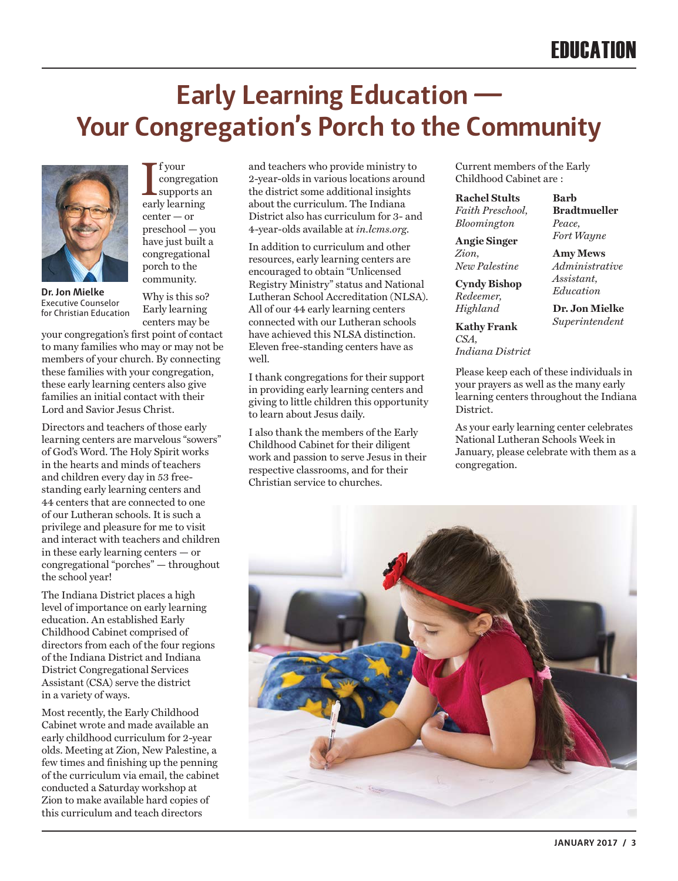# Early Learning Education — Your Congregation's Porch to the Community

**Dr. Jon Mielke**
Executive Counselor for Christian Education

If your congregation supports an early learning center — or preschool — you have just built a congregational porch to the community.

Why is this so? Early learning centers may be your congregation's first point of contact to many families who may or may not be members of your church. By connecting these families with your congregation, these early learning centers also give families an initial contact with their Lord and Savior Jesus Christ.

Directors and teachers of those early learning centers are marvelous "sowers" of God's Word. The Holy Spirit works in the hearts and minds of teachers and children every day in 53 free-standing early learning centers and 44 centers that are connected to one of our Lutheran schools. It is such a privilege and pleasure for me to visit and interact with teachers and children in these early learning centers — or congregational "porches" — throughout the school year!

The Indiana District places a high level of importance on early learning education. An established Early Childhood Cabinet comprised of directors from each of the four regions of the Indiana District and Indiana District Congregational Services Assistant (CSA) serve the district in a variety of ways.

Most recently, the Early Childhood Cabinet wrote and made available an early childhood curriculum for 2-year olds. Meeting at Zion, New Palestine, a few times and finishing up the penning of the curriculum via email, the cabinet conducted a Saturday workshop at Zion to make available hard copies of this curriculum and teach directors and teachers who provide ministry to 2-year-olds in various locations around the district some additional insights about the curriculum. The Indiana District also has curriculum for 3- and 4-year-olds available at *in.lcms.org*.

In addition to curriculum and other resources, early learning centers are encouraged to obtain "Unlicensed Registry Ministry" status and National Lutheran School Accreditation (NLSA). All of our 44 early learning centers connected with our Lutheran schools have achieved this NLSA distinction. Eleven free-standing centers have as well.

I thank congregations for their support in providing early learning centers and giving to little children this opportunity to learn about Jesus daily.

I also thank the members of the Early Childhood Cabinet for their diligent work and passion to serve Jesus in their respective classrooms, and for their Christian service to churches.

Current members of the Early Childhood Cabinet are :

**Rachel Stults**
*Faith Preschool, Bloomington*

**Angie Singer**
*Zion, New Palestine*

**Cyndy Bishop**
*Redeemer, Highland*

**Kathy Frank**
*CSA, Indiana District*

**Barb Bradtmueller**
*Peace, Fort Wayne*

**Amy Mews**
*Administrative Assistant, Education*

**Dr. Jon Mielke**
*Superintendent*

Please keep each of these individuals in your prayers as well as the many early learning centers throughout the Indiana District.

As your early learning center celebrates National Lutheran Schools Week in January, please celebrate with them as a congregation.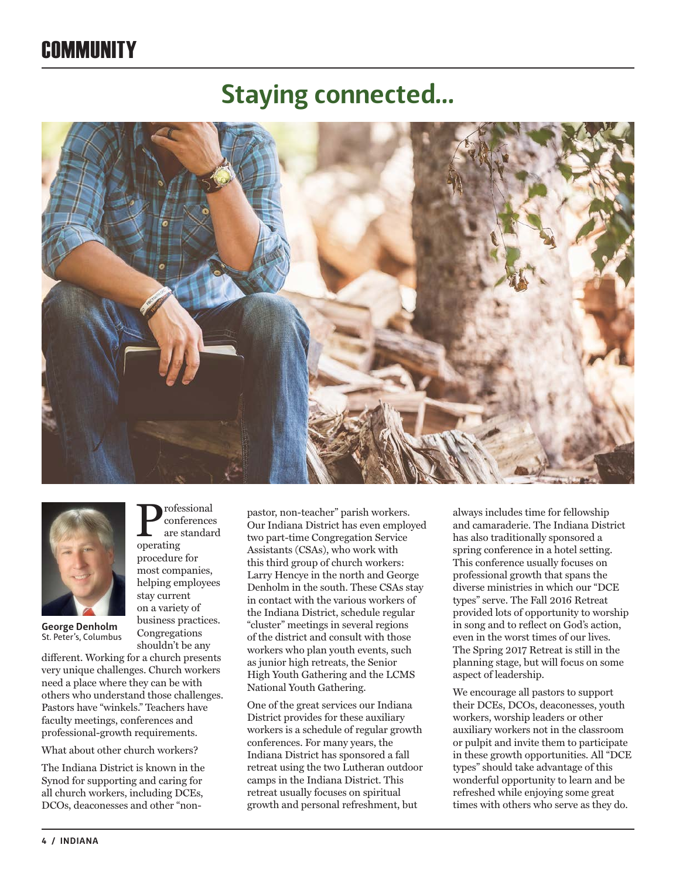## COMMUNITY

# Staying connected...

**George Denholm**
St. Peter's, Columbus

Professional conferences are standard operating procedure for most companies, helping employees stay current on a variety of business practices. Congregations shouldn't be any different. Working for a church presents very unique challenges. Church workers need a place where they can be with others who understand those challenges. Pastors have "winkels." Teachers have faculty meetings, conferences and professional-growth requirements.

What about other church workers?

The Indiana District is known in the Synod for supporting and caring for all church workers, including DCEs, DCOs, deaconesses and other "non-pastor, non-teacher" parish workers. Our Indiana District has even employed two part-time Congregation Service Assistants (CSAs), who work with this third group of church workers: Larry Hencye in the north and George Denholm in the south. These CSAs stay in contact with the various workers of the Indiana District, schedule regular "cluster" meetings in several regions of the district and consult with those workers who plan youth events, such as junior high retreats, the Senior High Youth Gathering and the LCMS National Youth Gathering.

One of the great services our Indiana District provides for these auxiliary workers is a schedule of regular growth conferences. For many years, the Indiana District has sponsored a fall retreat using the two Lutheran outdoor camps in the Indiana District. This retreat usually focuses on spiritual growth and personal refreshment, but always includes time for fellowship and camaraderie. The Indiana District has also traditionally sponsored a spring conference in a hotel setting. This conference usually focuses on professional growth that spans the diverse ministries in which our "DCE types" serve. The Fall 2016 Retreat provided lots of opportunity to worship in song and to reflect on God's action, even in the worst times of our lives. The Spring 2017 Retreat is still in the planning stage, but will focus on some aspect of leadership.

We encourage all pastors to support their DCEs, DCOs, deaconesses, youth workers, worship leaders or other auxiliary workers not in the classroom or pulpit and invite them to participate in these growth opportunities. All "DCE types" should take advantage of this wonderful opportunity to learn and be refreshed while enjoying some great times with others who serve as they do.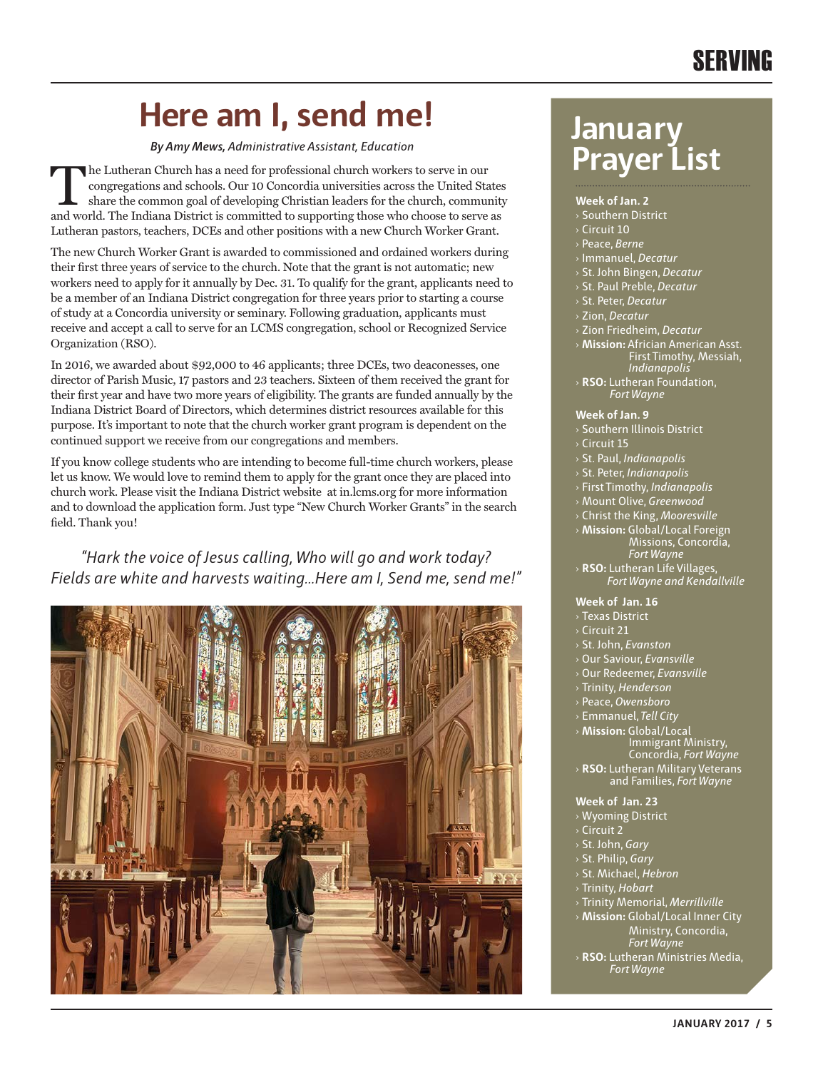# Here am I, send me!

***By Amy Mews,** Administrative Assistant, Education*

The Lutheran Church has a need for professional church workers to serve in our congregations and schools. Our 10 Concordia universities across the United States share the common goal of developing Christian leaders for the church, community and world. The Indiana District is committed to supporting those who choose to serve as Lutheran pastors, teachers, DCEs and other positions with a new Church Worker Grant.

The new Church Worker Grant is awarded to commissioned and ordained workers during their first three years of service to the church. Note that the grant is not automatic; new workers need to apply for it annually by Dec. 31. To qualify for the grant, applicants need to be a member of an Indiana District congregation for three years prior to starting a course of study at a Concordia university or seminary. Following graduation, applicants must receive and accept a call to serve for an LCMS congregation, school or Recognized Service Organization (RSO).

In 2016, we awarded about $92,000 to 46 applicants; three DCEs, two deaconesses, one director of Parish Music, 17 pastors and 23 teachers. Sixteen of them received the grant for their first year and have two more years of eligibility. The grants are funded annually by the Indiana District Board of Directors, which determines district resources available for this purpose. It's important to note that the church worker grant program is dependent on the continued support we receive from our congregations and members.

If you know college students who are intending to become full-time church workers, please let us know. We would love to remind them to apply for the grant once they are placed into church work. Please visit the Indiana District website at in.lcms.org for more information and to download the application form. Just type "New Church Worker Grants" in the search field. Thank you!

*"Hark the voice of Jesus calling, Who will go and work today? Fields are white and harvests waiting…Here am I, Send me, send me!"*

## January Prayer List

**Week of Jan. 2**
- Southern District
- Circuit 10
- Peace, *Berne*
- Immanuel, *Decatur*
- St. John Bingen, *Decatur*
- St. Paul Preble, *Decatur*
- St. Peter, *Decatur*
- Zion, *Decatur*
- Zion Friedheim, *Decatur*
- **Mission:** Africian American Asst. First Timothy, Messiah, *Indianapolis*
- **RSO:** Lutheran Foundation, *Fort Wayne*

**Week of Jan. 9**
- Southern Illinois District
- Circuit 15
- St. Paul, *Indianapolis*
- St. Peter, *Indianapolis*
- First Timothy, *Indianapolis*
- Mount Olive, *Greenwood*
- Christ the King, *Mooresville*
- **Mission:** Global/Local Foreign Missions, Concordia, *Fort Wayne*
- **RSO:** Lutheran Life Villages, *Fort Wayne and Kendallville*

**Week of Jan. 16**
- Texas District
- Circuit 21
- St. John, *Evanston*
- Our Saviour, *Evansville*
- Our Redeemer, *Evansville*
- Trinity, *Henderson*
- Peace, *Owensboro*
- Emmanuel, *Tell City*
- **Mission:** Global/Local Immigrant Ministry, Concordia, *Fort Wayne*
- **RSO:** Lutheran Military Veterans and Families, *Fort Wayne*

**Week of Jan. 23**
- Wyoming District
- Circuit 2
- St. John, *Gary*
- St. Philip, *Gary*
- St. Michael, *Hebron*
- Trinity, *Hobart*
- Trinity Memorial, *Merrillville*
- **Mission:** Global/Local Inner City Ministry, Concordia, *Fort Wayne*
- **RSO:** Lutheran Ministries Media, *Fort Wayne*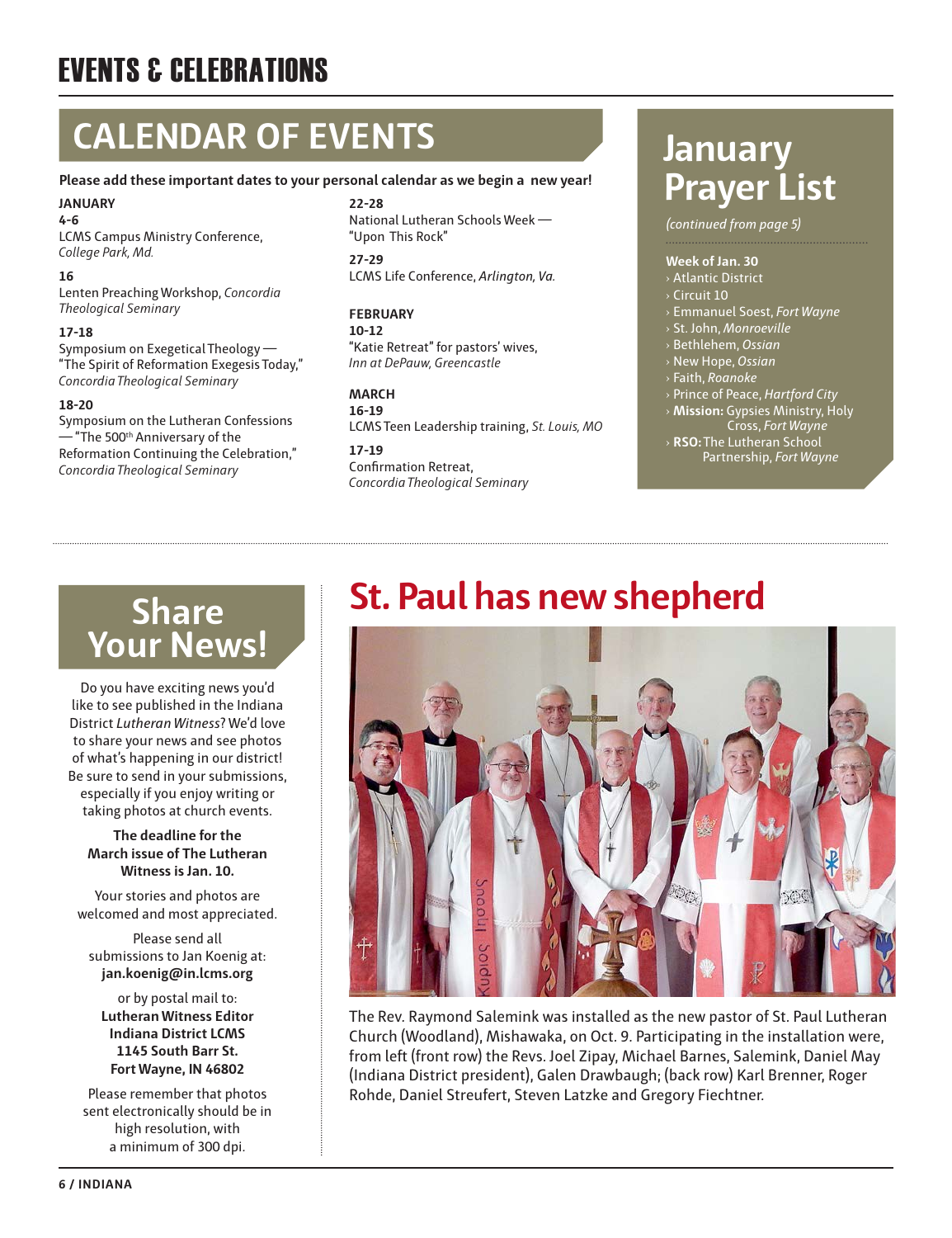# EVENTS & CELEBRATIONS

## CALENDAR OF EVENTS

**Please add these important dates to your personal calendar as we begin a new year!**

**JANUARY**

**4-6**
LCMS Campus Ministry Conference, *College Park, Md.*

**16**
Lenten Preaching Workshop, *Concordia Theological Seminary*

**17-18**
Symposium on Exegetical Theology — "The Spirit of Reformation Exegesis Today," *Concordia Theological Seminary*

**18-20**
Symposium on the Lutheran Confessions — "The 500th Anniversary of the Reformation Continuing the Celebration," *Concordia Theological Seminary*

**22-28**
National Lutheran Schools Week — "Upon This Rock"

**27-29**
LCMS Life Conference, *Arlington, Va.*

**FEBRUARY**

**10-12**
"Katie Retreat" for pastors' wives, *Inn at DePauw, Greencastle*

**MARCH**

**16-19**
LCMS Teen Leadership training, *St. Louis, MO*

**17-19**
Confirmation Retreat, *Concordia Theological Seminary*

## January Prayer List

*(continued from page 5)*

**Week of Jan. 30**

- Atlantic District
- Circuit 10
- Emmanuel Soest, *Fort Wayne*
- St. John, *Monroeville*
- Bethlehem, *Ossian*
- New Hope, *Ossian*
- Faith, *Roanoke*
- Prince of Peace, *Hartford City*
- **Mission:** Gypsies Ministry, Holy Cross, *Fort Wayne*
- **RSO:** The Lutheran School Partnership, *Fort Wayne*

## Share Your News!

Do you have exciting news you'd like to see published in the Indiana District *Lutheran Witness*? We'd love to share your news and see photos of what's happening in our district! Be sure to send in your submissions, especially if you enjoy writing or taking photos at church events.

**The deadline for the March issue of The Lutheran Witness is Jan. 10.**

Your stories and photos are welcomed and most appreciated.

Please send all submissions to Jan Koenig at: **jan.koenig@in.lcms.org**

or by postal mail to:
**Lutheran Witness Editor**
**Indiana District LCMS**
**1145 South Barr St.**
**Fort Wayne, IN 46802**

Please remember that photos sent electronically should be in high resolution, with a minimum of 300 dpi.

## St. Paul has new shepherd

The Rev. Raymond Salemink was installed as the new pastor of St. Paul Lutheran Church (Woodland), Mishawaka, on Oct. 9. Participating in the installation were, from left (front row) the Revs. Joel Zipay, Michael Barnes, Salemink, Daniel May (Indiana District president), Galen Drawbaugh; (back row) Karl Brenner, Roger Rohde, Daniel Streufert, Steven Latzke and Gregory Fiechtner.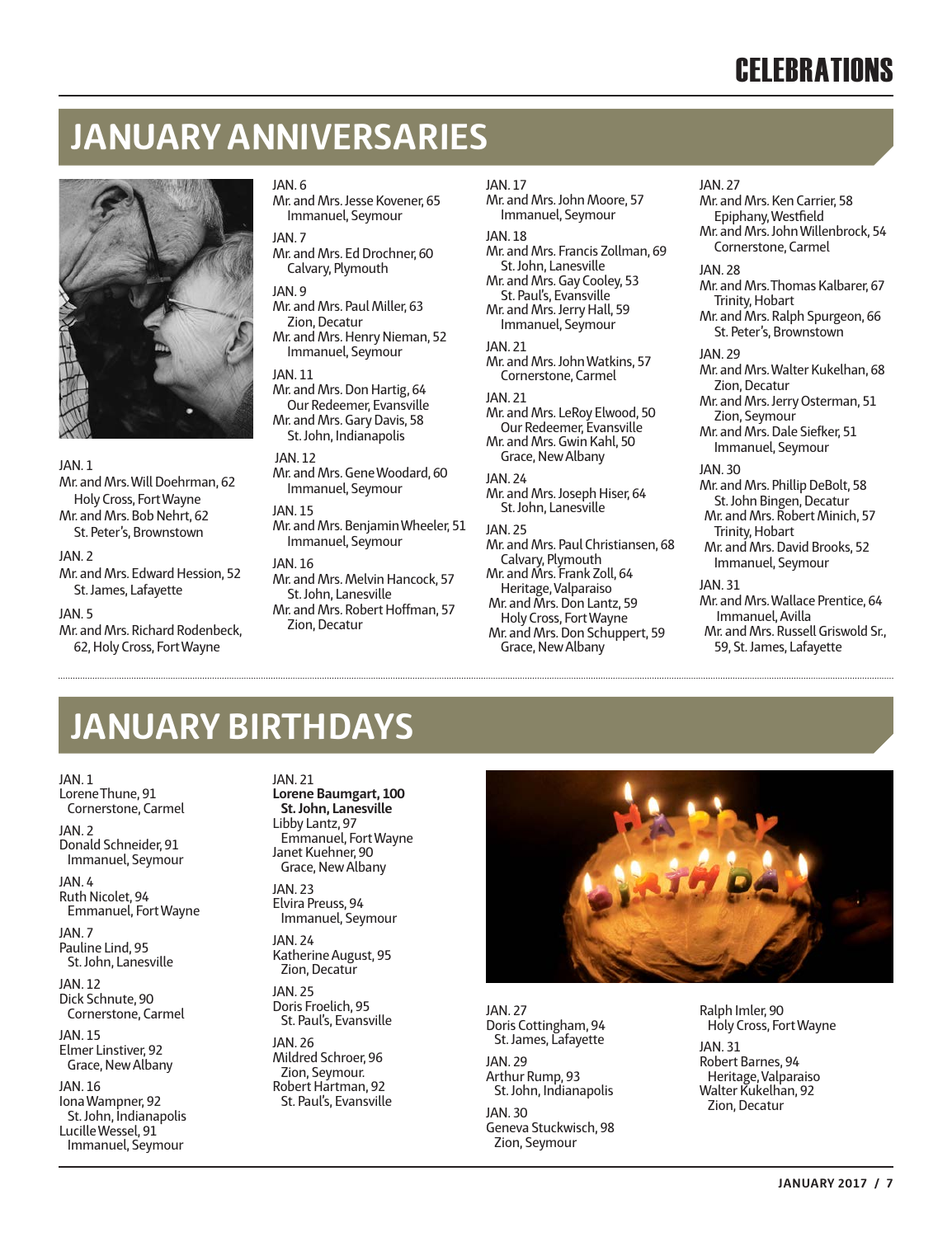# CELEBRATIONS

## JANUARY ANNIVERSARIES

JAN. 1
Mr. and Mrs. Will Doehrman, 62
Holy Cross, Fort Wayne
Mr. and Mrs. Bob Nehrt, 62
St. Peter's, Brownstown

JAN. 2
Mr. and Mrs. Edward Hession, 52
St. James, Lafayette

JAN. 5
Mr. and Mrs. Richard Rodenbeck, 62, Holy Cross, Fort Wayne

JAN. 6
Mr. and Mrs. Jesse Kovener, 65
Immanuel, Seymour

JAN. 7
Mr. and Mrs. Ed Drochner, 60
Calvary, Plymouth

JAN. 9
Mr. and Mrs. Paul Miller, 63
Zion, Decatur
Mr. and Mrs. Henry Nieman, 52
Immanuel, Seymour

JAN. 11
Mr. and Mrs. Don Hartig, 64
Our Redeemer, Evansville
Mr. and Mrs. Gary Davis, 58
St. John, Indianapolis

JAN. 12
Mr. and Mrs. Gene Woodard, 60
Immanuel, Seymour

JAN. 15
Mr. and Mrs. Benjamin Wheeler, 51
Immanuel, Seymour

JAN. 16
Mr. and Mrs. Melvin Hancock, 57
St. John, Lanesville
Mr. and Mrs. Robert Hoffman, 57
Zion, Decatur

JAN. 17
Mr. and Mrs. John Moore, 57
Immanuel, Seymour

JAN. 18
Mr. and Mrs. Francis Zollman, 69
St. John, Lanesville
Mr. and Mrs. Gay Cooley, 53
St. Paul's, Evansville
Mr. and Mrs. Jerry Hall, 59
Immanuel, Seymour

JAN. 21
Mr. and Mrs. John Watkins, 57
Cornerstone, Carmel

JAN. 21
Mr. and Mrs. LeRoy Elwood, 50
Our Redeemer, Evansville
Mr. and Mrs. Gwin Kahl, 50
Grace, New Albany

JAN. 24
Mr. and Mrs. Joseph Hiser, 64
St. John, Lanesville

JAN. 25
Mr. and Mrs. Paul Christiansen, 68
Calvary, Plymouth
Mr. and Mrs. Frank Zoll, 64
Heritage, Valparaiso
Mr. and Mrs. Don Lantz, 59
Holy Cross, Fort Wayne
Mr. and Mrs. Don Schuppert, 59
Grace, New Albany

JAN. 27
Mr. and Mrs. Ken Carrier, 58
Epiphany, Westfield
Mr. and Mrs. John Willenbrock, 54
Cornerstone, Carmel

JAN. 28
Mr. and Mrs. Thomas Kalbarer, 67
Trinity, Hobart
Mr. and Mrs. Ralph Spurgeon, 66
St. Peter's, Brownstown

JAN. 29
Mr. and Mrs. Walter Kukelhan, 68
Zion, Decatur
Mr. and Mrs. Jerry Osterman, 51
Zion, Seymour
Mr. and Mrs. Dale Siefker, 51
Immanuel, Seymour

JAN. 30
Mr. and Mrs. Phillip DeBolt, 58
St. John Bingen, Decatur
Mr. and Mrs. Robert Minich, 57
Trinity, Hobart
Mr. and Mrs. David Brooks, 52
Immanuel, Seymour

JAN. 31
Mr. and Mrs. Wallace Prentice, 64
Immanuel, Avilla
Mr. and Mrs. Russell Griswold Sr., 59, St. James, Lafayette

## JANUARY BIRTHDAYS

JAN. 1
Lorene Thune, 91
Cornerstone, Carmel

JAN. 2
Donald Schneider, 91
Immanuel, Seymour

JAN. 4
Ruth Nicolet, 94
Emmanuel, Fort Wayne

JAN. 7
Pauline Lind, 95
St. John, Lanesville

JAN. 12
Dick Schnute, 90
Cornerstone, Carmel

JAN. 15
Elmer Linstiver, 92
Grace, New Albany

JAN. 16
Iona Wampner, 92
St. John, Indianapolis
Lucille Wessel, 91
Immanuel, Seymour

JAN. 21
**Lorene Baumgart, 100**
**St. John, Lanesville**
Libby Lantz, 97
Emmanuel, Fort Wayne
Janet Kuehner, 90
Grace, New Albany

JAN. 23
Elvira Preuss, 94
Immanuel, Seymour

JAN. 24
Katherine August, 95
Zion, Decatur

JAN. 25
Doris Froelich, 95
St. Paul's, Evansville

JAN. 26
Mildred Schroer, 96
Zion, Seymour.
Robert Hartman, 92
St. Paul's, Evansville

JAN. 27
Doris Cottingham, 94
St. James, Lafayette

JAN. 29
Arthur Rump, 93
St. John, Indianapolis

JAN. 30
Geneva Stuckwisch, 98
Zion, Seymour
Ralph Imler, 90
Holy Cross, Fort Wayne

JAN. 31
Robert Barnes, 94
Heritage, Valparaiso
Walter Kukelhan, 92
Zion, Decatur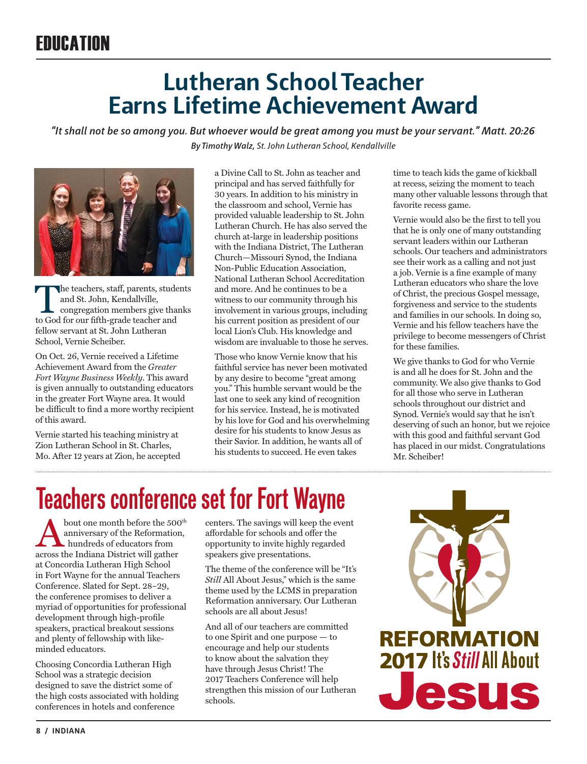# EDUCATION

## Lutheran School Teacher Earns Lifetime Achievement Award

*"It shall not be so among you. But whoever would be great among you must be your servant." Matt. 20:26*

***By Timothy Walz,** St. John Lutheran School, Kendallville*

The teachers, staff, parents, students and St. John, Kendallville, congregation members give thanks to God for our fifth-grade teacher and fellow servant at St. John Lutheran School, Vernie Scheiber.

On Oct. 26, Vernie received a Lifetime Achievement Award from the *Greater Fort Wayne Business Weekly*. This award is given annually to outstanding educators in the greater Fort Wayne area. It would be difficult to find a more worthy recipient of this award.

Vernie started his teaching ministry at Zion Lutheran School in St. Charles, Mo. After 12 years at Zion, he accepted a Divine Call to St. John as teacher and principal and has served faithfully for 30 years. In addition to his ministry in the classroom and school, Vernie has provided valuable leadership to St. John Lutheran Church. He has also served the church at-large in leadership positions with the Indiana District, The Lutheran Church—Missouri Synod, the Indiana Non-Public Education Association, National Lutheran School Accreditation and more. And he continues to be a witness to our community through his involvement in various groups, including his current position as president of our local Lion's Club. His knowledge and wisdom are invaluable to those he serves.

Those who know Vernie know that his faithful service has never been motivated by any desire to become "great among you." This humble servant would be the last one to seek any kind of recognition for his service. Instead, he is motivated by his love for God and his overwhelming desire for his students to know Jesus as their Savior. In addition, he wants all of his students to succeed. He even takes time to teach kids the game of kickball at recess, seizing the moment to teach many other valuable lessons through that favorite recess game.

Vernie would also be the first to tell you that he is only one of many outstanding servant leaders within our Lutheran schools. Our teachers and administrators see their work as a calling and not just a job. Vernie is a fine example of many Lutheran educators who share the love of Christ, the precious Gospel message, forgiveness and service to the students and families in our schools. In doing so, Vernie and his fellow teachers have the privilege to become messengers of Christ for these families.

We give thanks to God for who Vernie is and all he does for St. John and the community. We also give thanks to God for all those who serve in Lutheran schools throughout our district and Synod. Vernie's would say that he isn't deserving of such an honor, but we rejoice with this good and faithful servant God has placed in our midst. Congratulations Mr. Scheiber!

## Teachers conference set for Fort Wayne

About one month before the 500th anniversary of the Reformation, hundreds of educators from across the Indiana District will gather at Concordia Lutheran High School in Fort Wayne for the annual Teachers Conference. Slated for Sept. 28–29, the conference promises to deliver a myriad of opportunities for professional development through high-profile speakers, practical breakout sessions and plenty of fellowship with like-minded educators.

Choosing Concordia Lutheran High School was a strategic decision designed to save the district some of the high costs associated with holding conferences in hotels and conference centers. The savings will keep the event affordable for schools and offer the opportunity to invite highly regarded speakers give presentations.

The theme of the conference will be "It's *Still* All About Jesus," which is the same theme used by the LCMS in preparation Reformation anniversary. Our Lutheran schools are all about Jesus!

And all of our teachers are committed to one Spirit and one purpose — to encourage and help our students to know about the salvation they have through Jesus Christ! The 2017 Teachers Conference will help strengthen this mission of our Lutheran schools.

REFORMATION 2017 It's *Still* All About Jesus